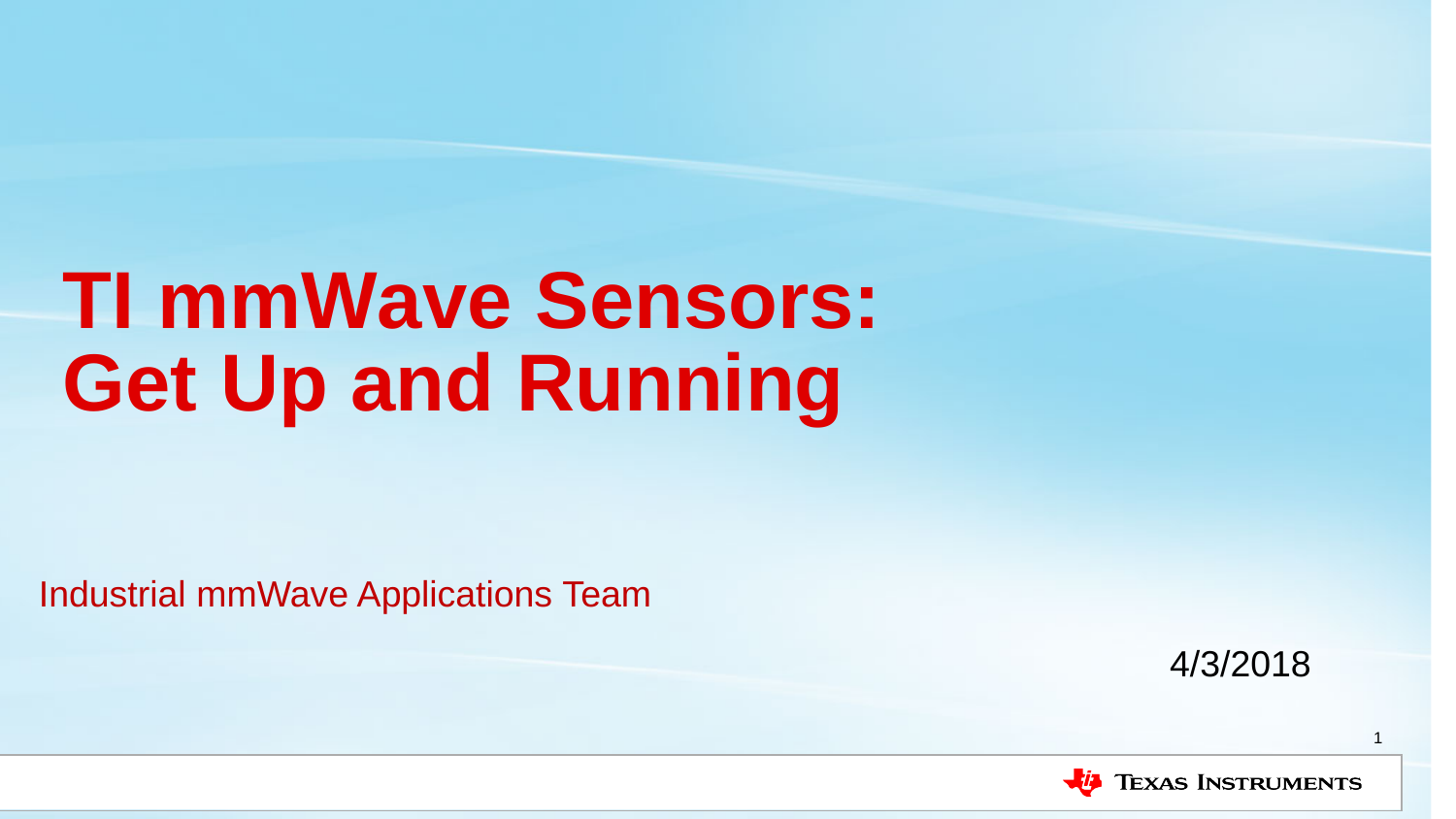# TI mmWave Sensors: Get Up and Running

Industrial mmWave Applications Team

4/3/2018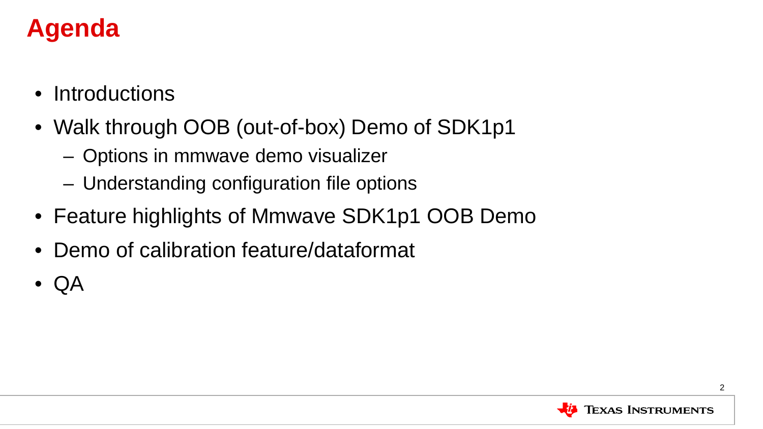# Agenda

- Introductions
- Walk through OOB (out-of-box) Demo of SDK1p1
  - Options in mmwave demo visualizer
  - Understanding configuration file options
- Feature highlights of Mmwave SDK1p1 OOB Demo
- Demo of calibration feature/dataformat
- QA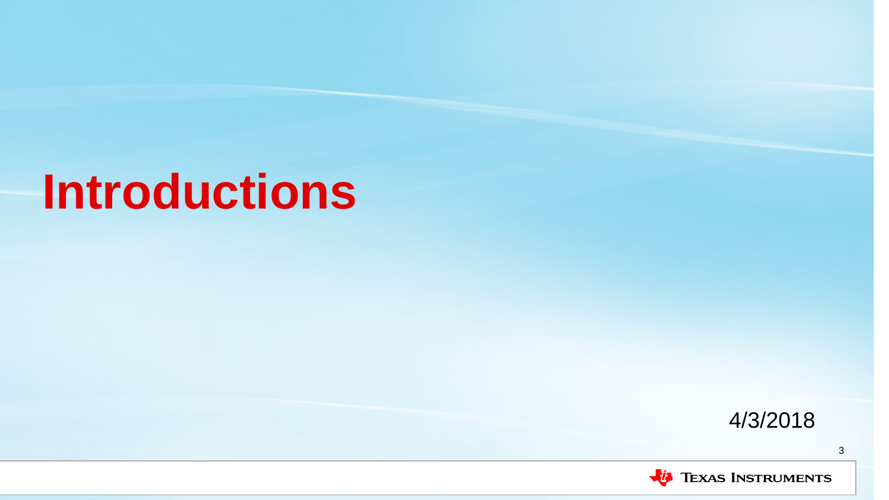# Introductions

4/3/2018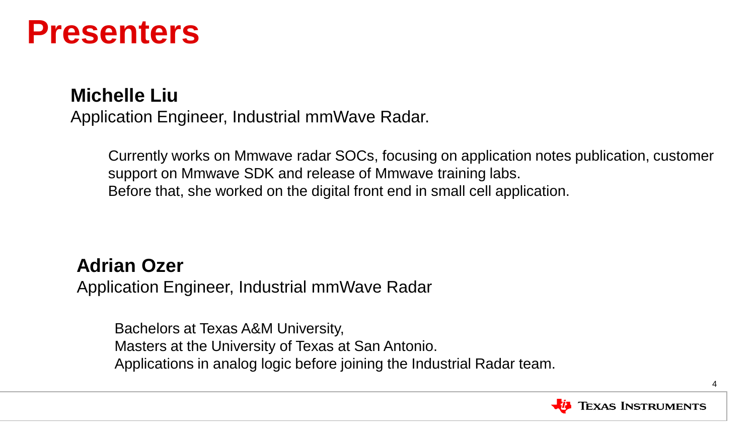# Presenters

**Michelle Liu**
Application Engineer, Industrial mmWave Radar.

Currently works on Mmwave radar SOCs, focusing on application notes publication, customer support on Mmwave SDK and release of Mmwave training labs.
Before that, she worked on the digital front end in small cell application.

**Adrian Ozer**
Application Engineer, Industrial mmWave Radar

Bachelors at Texas A&M University,
Masters at the University of Texas at San Antonio.
Applications in analog logic before joining the Industrial Radar team.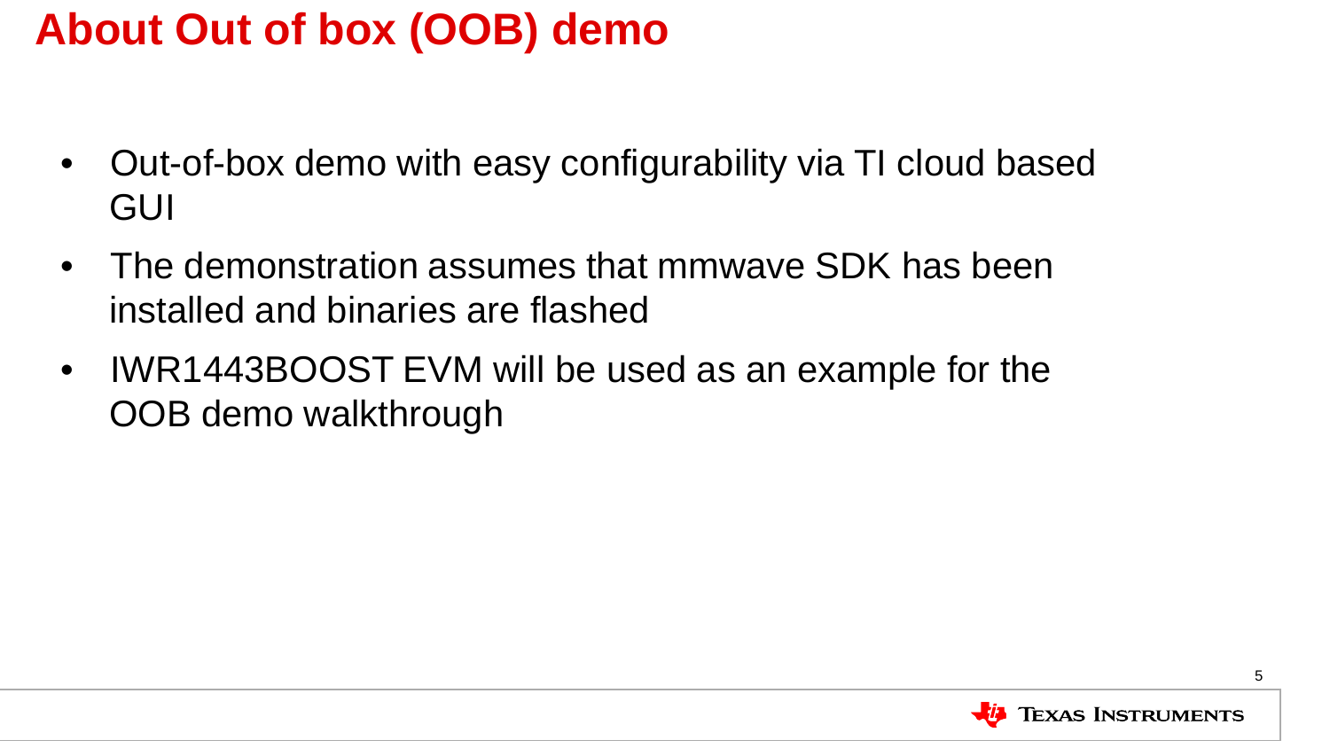# About Out of box (OOB) demo

- Out-of-box demo with easy configurability via TI cloud based GUI
- The demonstration assumes that mmwave SDK has been installed and binaries are flashed
- IWR1443BOOST EVM will be used as an example for the OOB demo walkthrough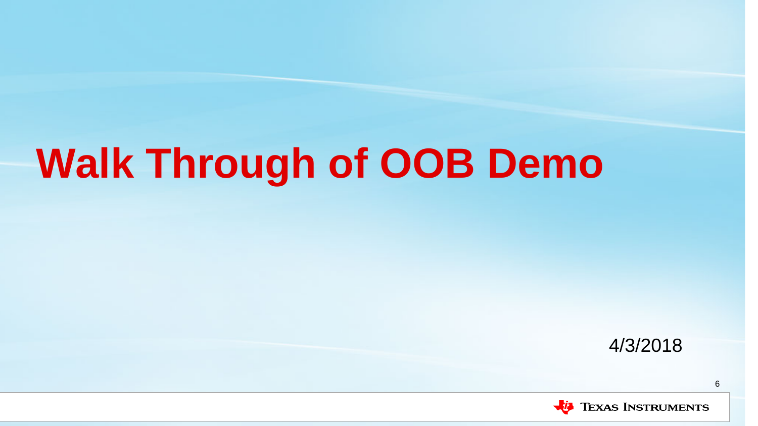# Walk Through of OOB Demo

4/3/2018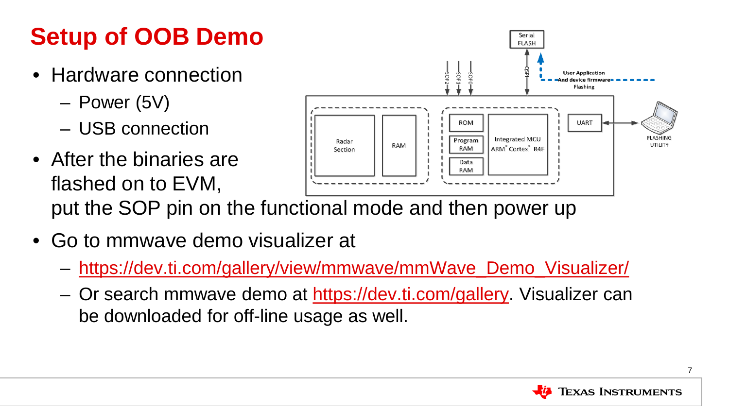# Setup of OOB Demo

- Hardware connection
  - Power (5V)
  - USB connection
- After the binaries are flashed on to EVM, put the SOP pin on the functional mode and then power up
- Go to mmwave demo visualizer at
  - https://dev.ti.com/gallery/view/mmwave/mmWave_Demo_Visualizer/
  - Or search mmwave demo at https://dev.ti.com/gallery. Visualizer can be downloaded for off-line usage as well.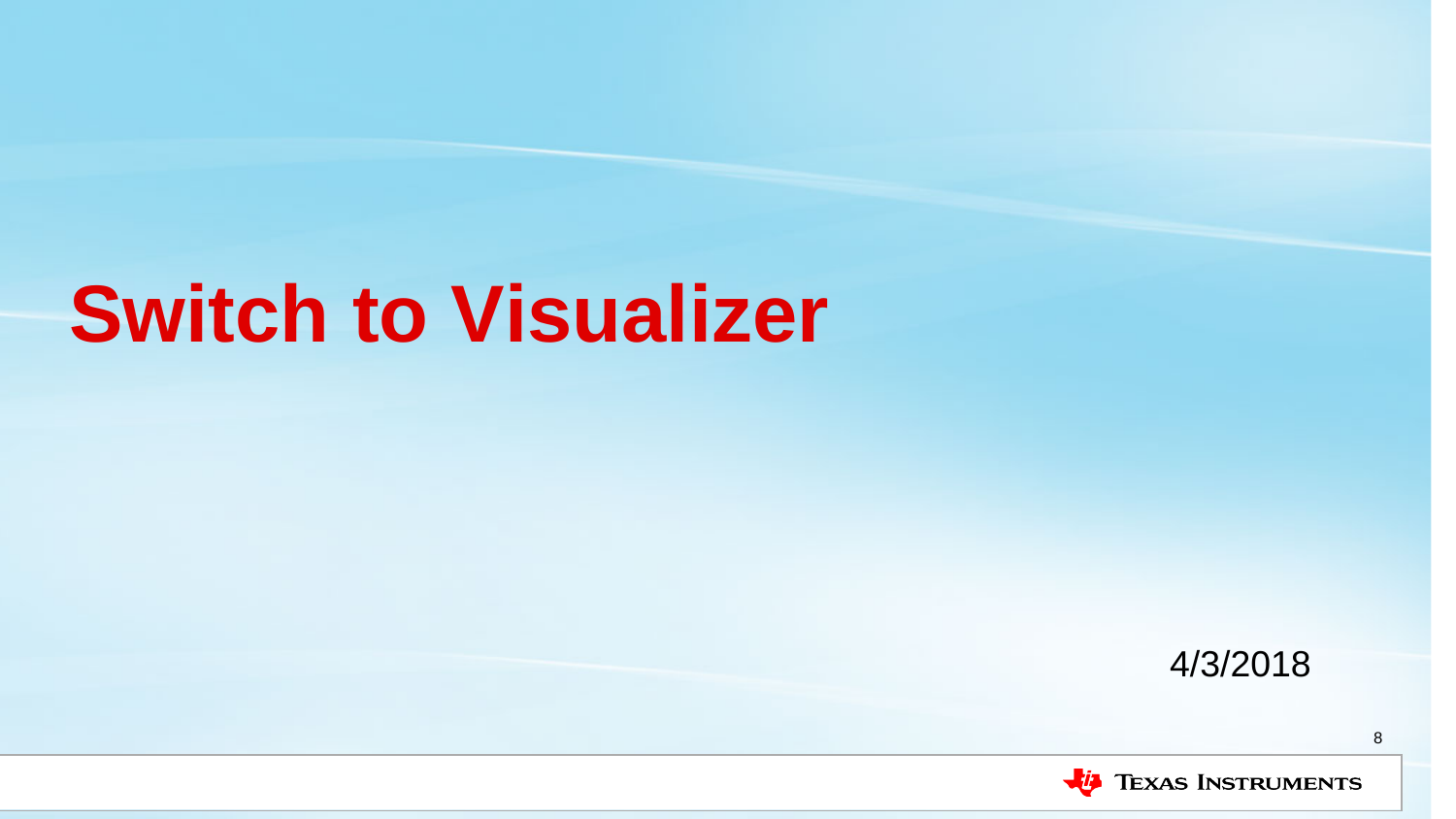# Switch to Visualizer

4/3/2018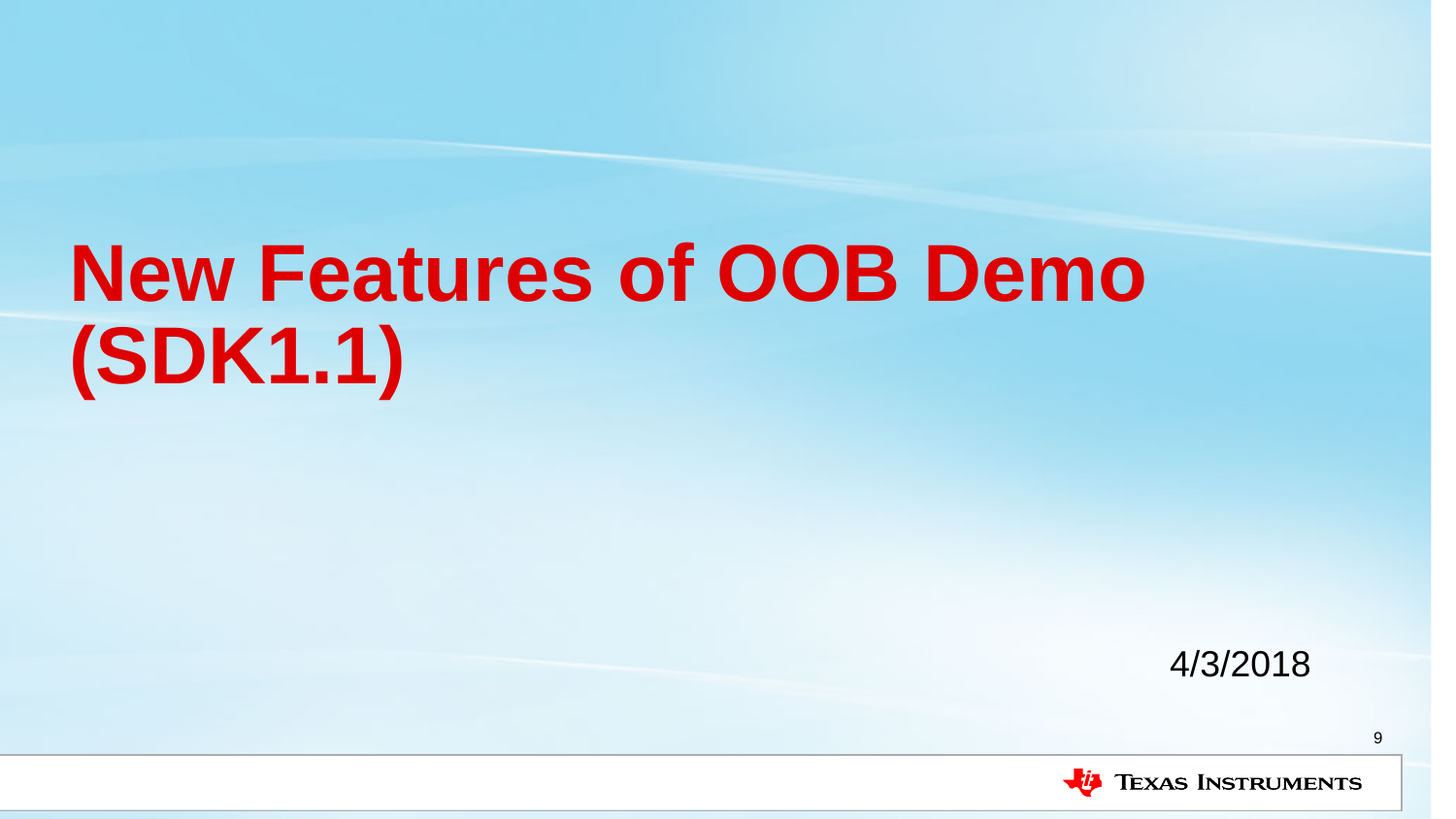# New Features of OOB Demo (SDK1.1)

4/3/2018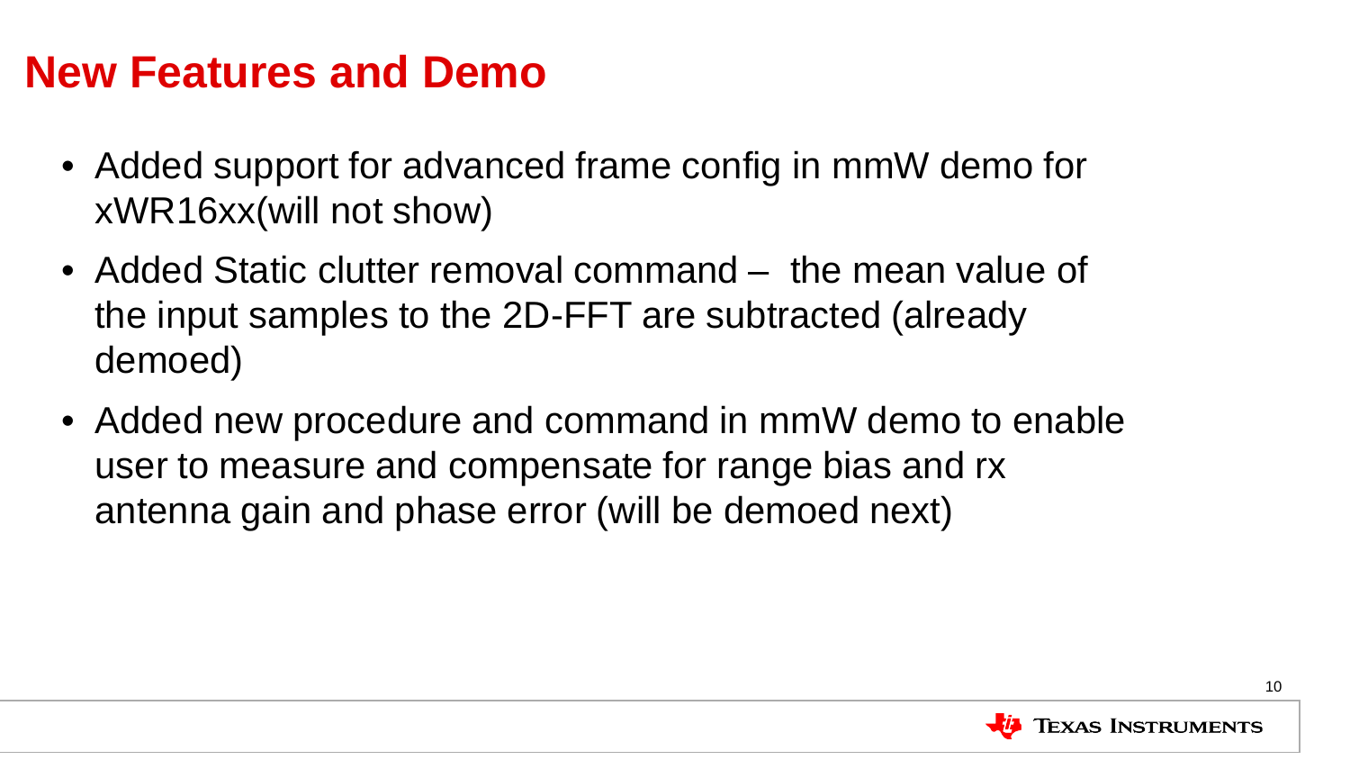# New Features and Demo

- Added support for advanced frame config in mmW demo for xWR16xx(will not show)
- Added Static clutter removal command – the mean value of the input samples to the 2D-FFT are subtracted (already demoed)
- Added new procedure and command in mmW demo to enable user to measure and compensate for range bias and rx antenna gain and phase error (will be demoed next)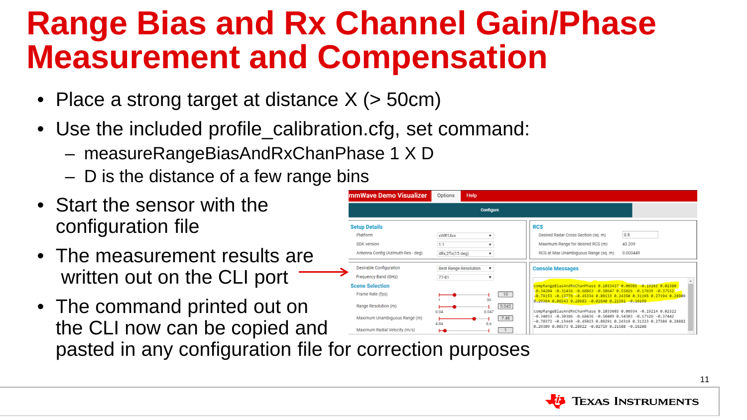# Range Bias and Rx Channel Gain/Phase Measurement and Compensation

- Place a strong target at distance X (> 50cm)
- Use the included profile_calibration.cfg, set command:
  - measureRangeBiasAndRxChanPhase 1 X D
  - D is the distance of a few range bins
- Start the sensor with the configuration file
- The measurement results are written out on the CLI port
- The command printed out on the CLI now can be copied and pasted in any configuration file for correction purposes

mmWave Demo Visualizer | Options | Help

Configure

| Setup Details | |
|---|---|
| Platform | xWR14xx |
| SDK version | 1.1 |
| Antenna Config (Azimuth Res - deg) | 4Rx,2Tx(15 deg) |
| Desirable Configuration | Best Range Resolution |
| Frequency Band (GHz) | 77-81 |

| RCS | |
|---|---|
| Desired Radar Cross Section (sq. m) | 0.5 |
| Maximum Range for desired RCS (m) | 43.209 |
| RCS at Max Unambiguous Range (sq. m) | 0.000449 |

| Scene Selection | |
|---|---|
| Frame Rate (fps) | 10 |
| Range Resolution (m) | 0.042 |
| Maximum Unambiguous Range (m) | 7.48 |
| Maximum Radial Velocity (m/s) | 1 |

Console Messages

```
compRangeBiasAndRxChanPhase 0.1033437 0.06985 -0.19263 0.02380 -0.34204 -0.31436 -0.68863 -0.50647 0.55026 -0.17639 -0.37552 -0.79153 -0.13776 -0.45334 0.89133 0.24350 0.31195 0.27194 0.28909 0.29364 0.06543 0.28983 -0.02640 0.21591 -0.16199
compRangeBiasAndRxChanPhase 0.1033603 0.06934 -0.19214 0.02322 -0.34033 -0.30386 -0.68436 -0.50409 0.54303 -0.17526 -0.37442 -0.78372 -0.13449 -0.45023 0.89291 0.24319 0.31223 0.27386 0.28882 0.29309 0.06573 0.28922 -0.02719 0.21588 -0.16208
```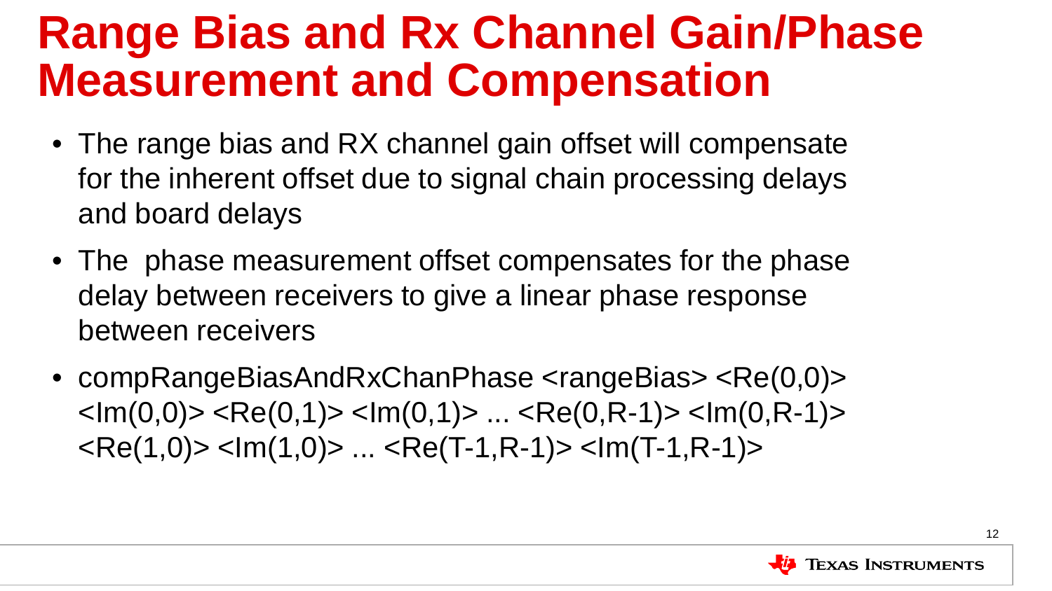# Range Bias and Rx Channel Gain/Phase Measurement and Compensation

- The range bias and RX channel gain offset will compensate for the inherent offset due to signal chain processing delays and board delays
- The  phase measurement offset compensates for the phase delay between receivers to give a linear phase response between receivers
- compRangeBiasAndRxChanPhase <rangeBias> <Re(0,0)> <Im(0,0)> <Re(0,1)> <Im(0,1)> ... <Re(0,R-1)> <Im(0,R-1)> <Re(1,0)> <Im(1,0)> ... <Re(T-1,R-1)> <Im(T-1,R-1)>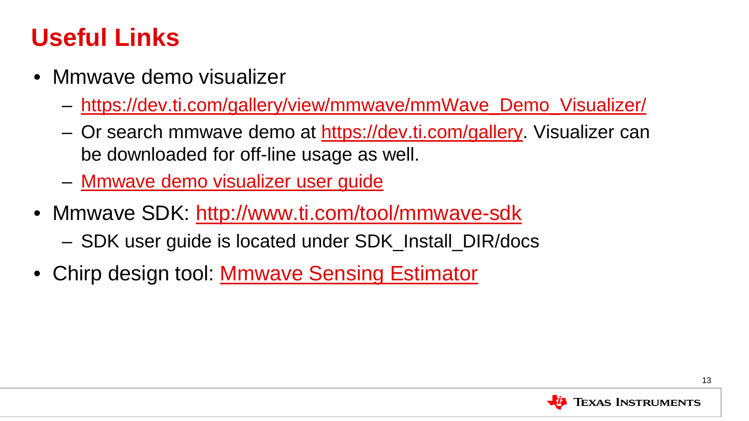# Useful Links

- Mmwave demo visualizer
  - https://dev.ti.com/gallery/view/mmwave/mmWave_Demo_Visualizer/
  - Or search mmwave demo at https://dev.ti.com/gallery. Visualizer can be downloaded for off-line usage as well.
  - Mmwave demo visualizer user guide
- Mmwave SDK: http://www.ti.com/tool/mmwave-sdk
  - SDK user guide is located under SDK_Install_DIR/docs
- Chirp design tool: Mmwave Sensing Estimator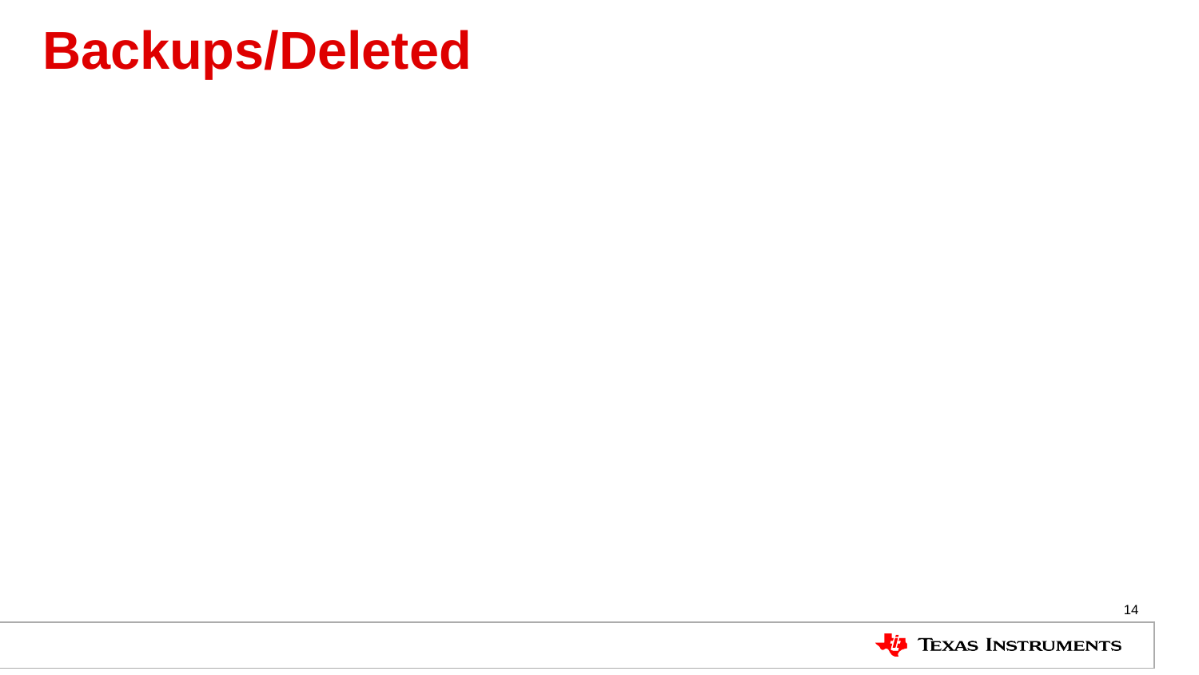# Backups/Deleted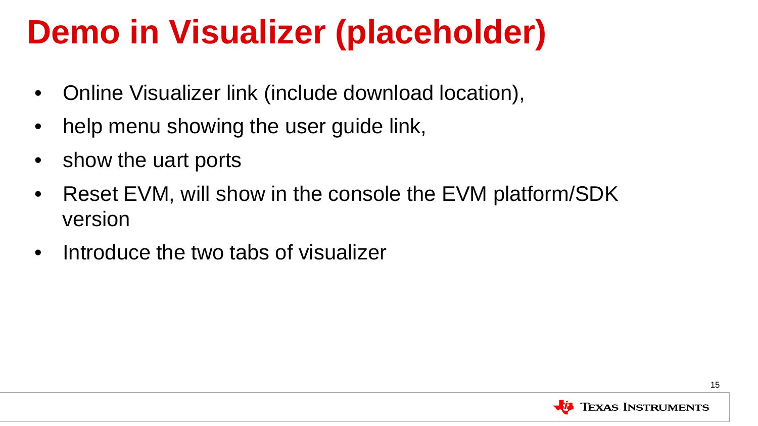# Demo in Visualizer (placeholder)

- Online Visualizer link (include download location),
- help menu showing the user guide link,
- show the uart ports
- Reset EVM, will show in the console the EVM platform/SDK version
- Introduce the two tabs of visualizer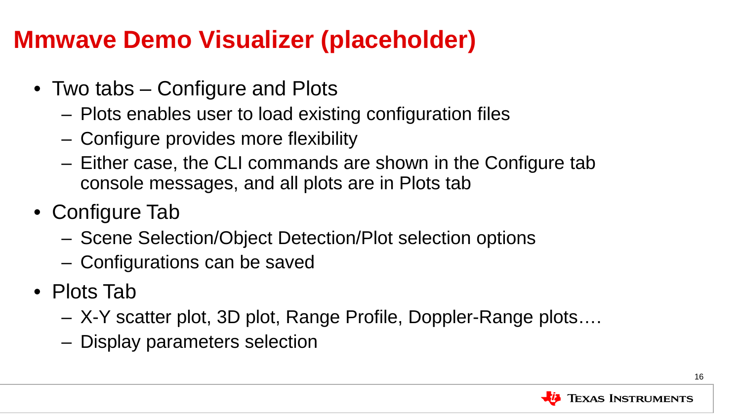# Mmwave Demo Visualizer (placeholder)

- Two tabs – Configure and Plots
  - Plots enables user to load existing configuration files
  - Configure provides more flexibility
  - Either case, the CLI commands are shown in the Configure tab console messages, and all plots are in Plots tab
- Configure Tab
  - Scene Selection/Object Detection/Plot selection options
  - Configurations can be saved
- Plots Tab
  - X-Y scatter plot, 3D plot, Range Profile, Doppler-Range plots….
  - Display parameters selection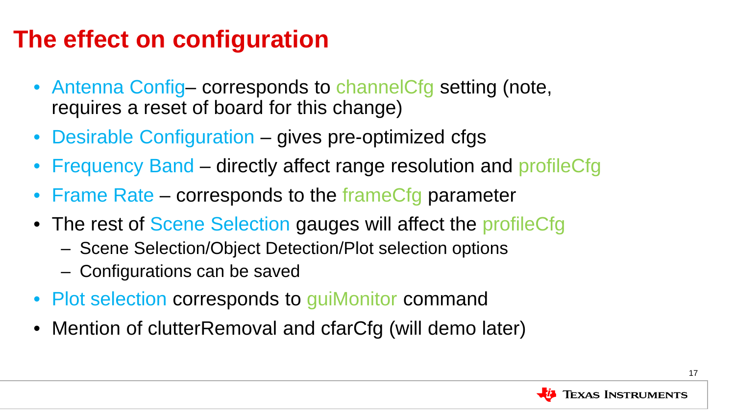# The effect on configuration

- Antenna Config– corresponds to channelCfg setting (note, requires a reset of board for this change)
- Desirable Configuration – gives pre-optimized cfgs
- Frequency Band – directly affect range resolution and profileCfg
- Frame Rate – corresponds to the frameCfg parameter
- The rest of Scene Selection gauges will affect the profileCfg
  - Scene Selection/Object Detection/Plot selection options
  - Configurations can be saved
- Plot selection corresponds to guiMonitor command
- Mention of clutterRemoval and cfarCfg (will demo later)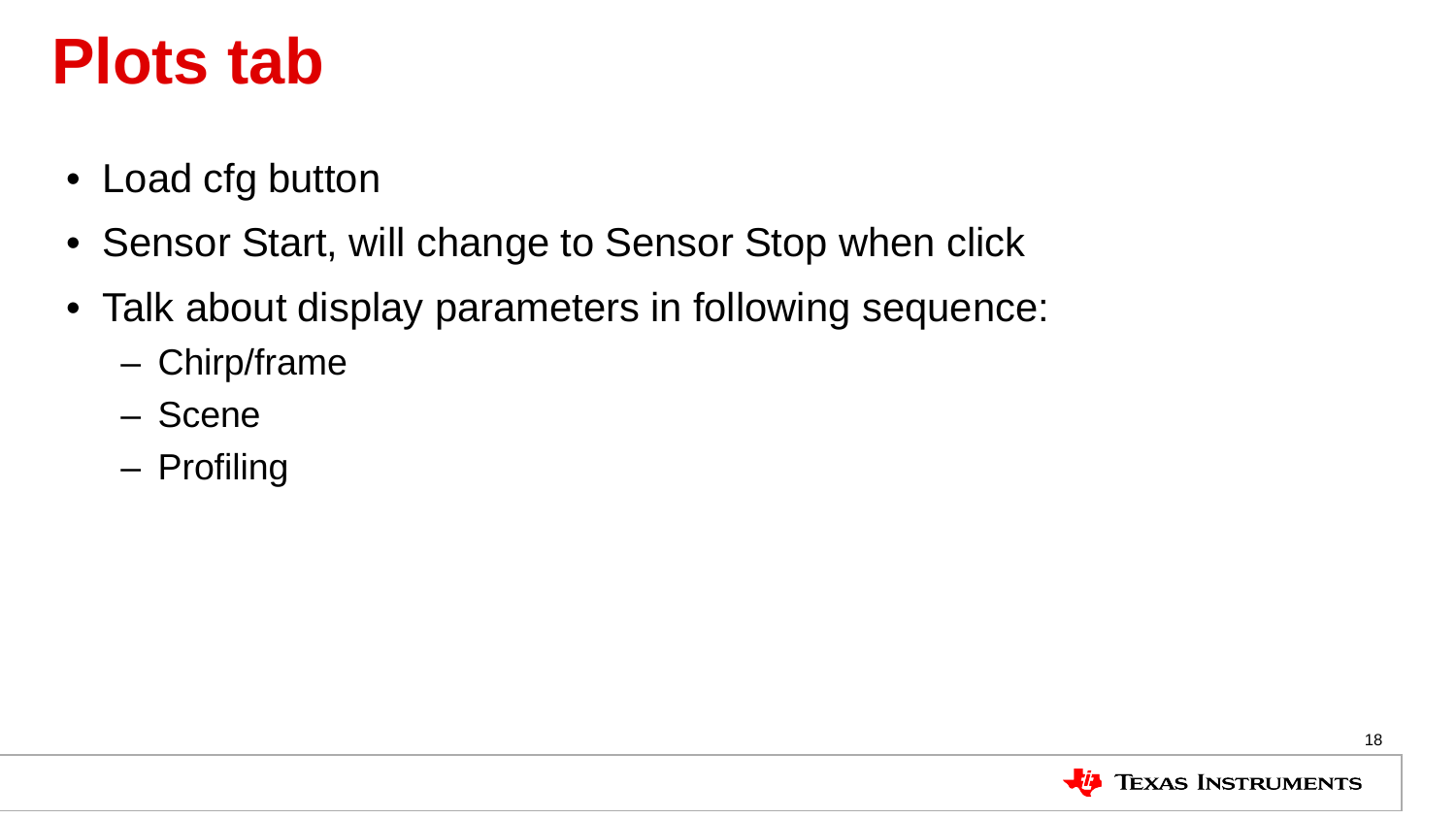# Plots tab

- Load cfg button
- Sensor Start, will change to Sensor Stop when click
- Talk about display parameters in following sequence:
  - Chirp/frame
  - Scene
  - Profiling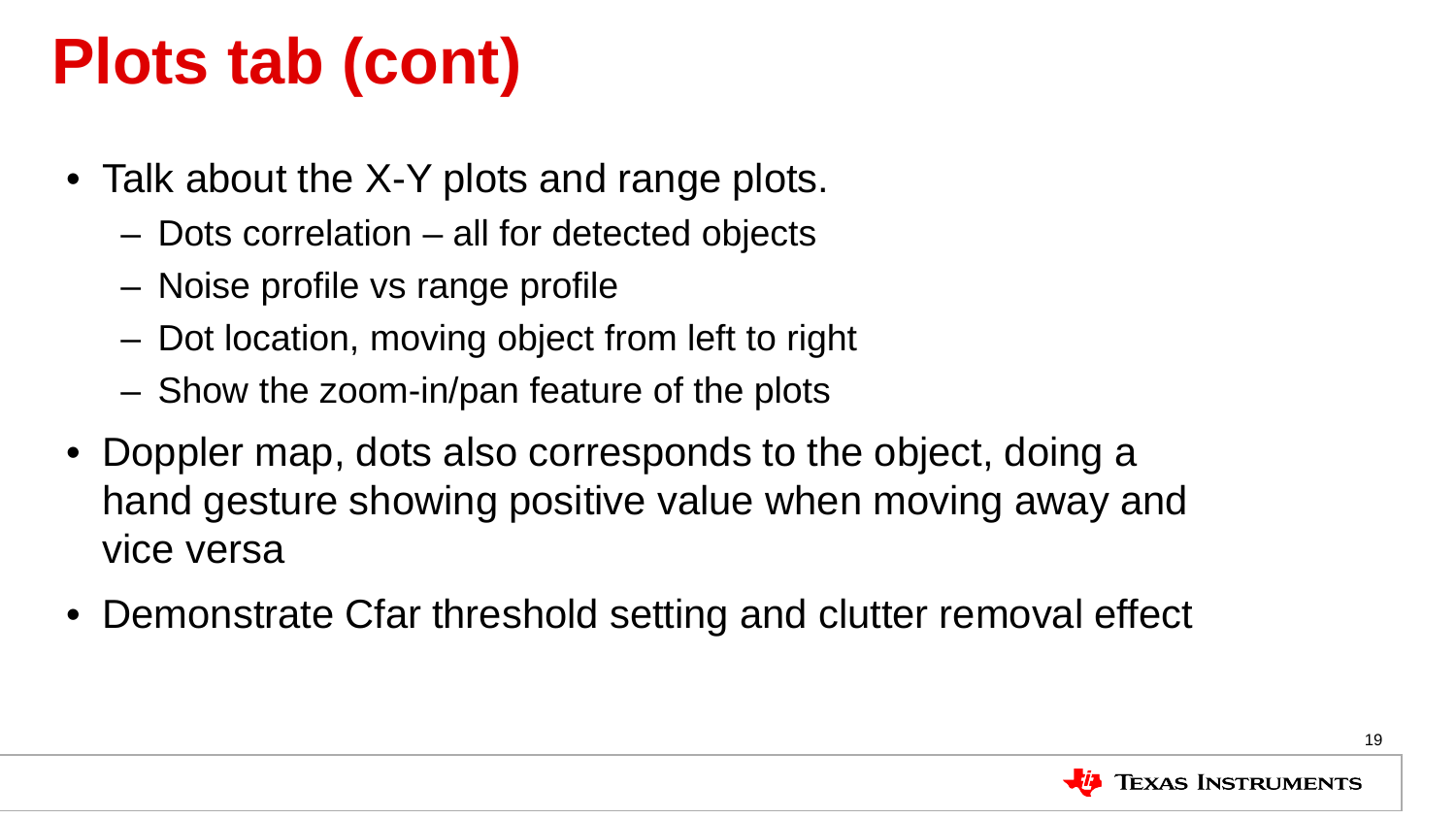# Plots tab (cont)

- Talk about the X-Y plots and range plots.
  - Dots correlation – all for detected objects
  - Noise profile vs range profile
  - Dot location, moving object from left to right
  - Show the zoom-in/pan feature of the plots
- Doppler map, dots also corresponds to the object, doing a hand gesture showing positive value when moving away and vice versa
- Demonstrate Cfar threshold setting and clutter removal effect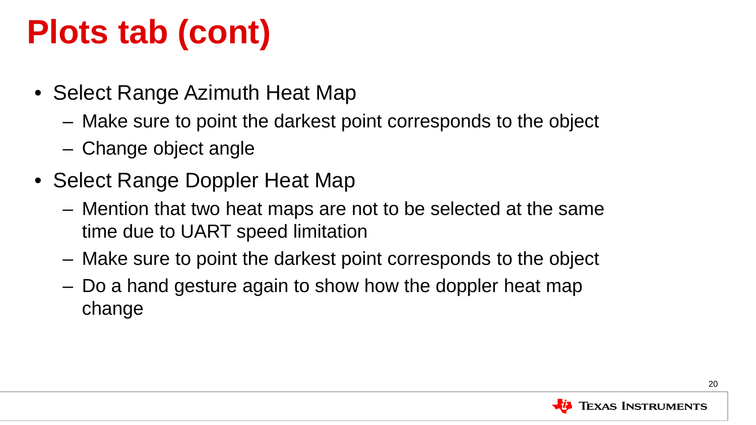# Plots tab (cont)

- Select Range Azimuth Heat Map
  - Make sure to point the darkest point corresponds to the object
  - Change object angle
- Select Range Doppler Heat Map
  - Mention that two heat maps are not to be selected at the same time due to UART speed limitation
  - Make sure to point the darkest point corresponds to the object
  - Do a hand gesture again to show how the doppler heat map change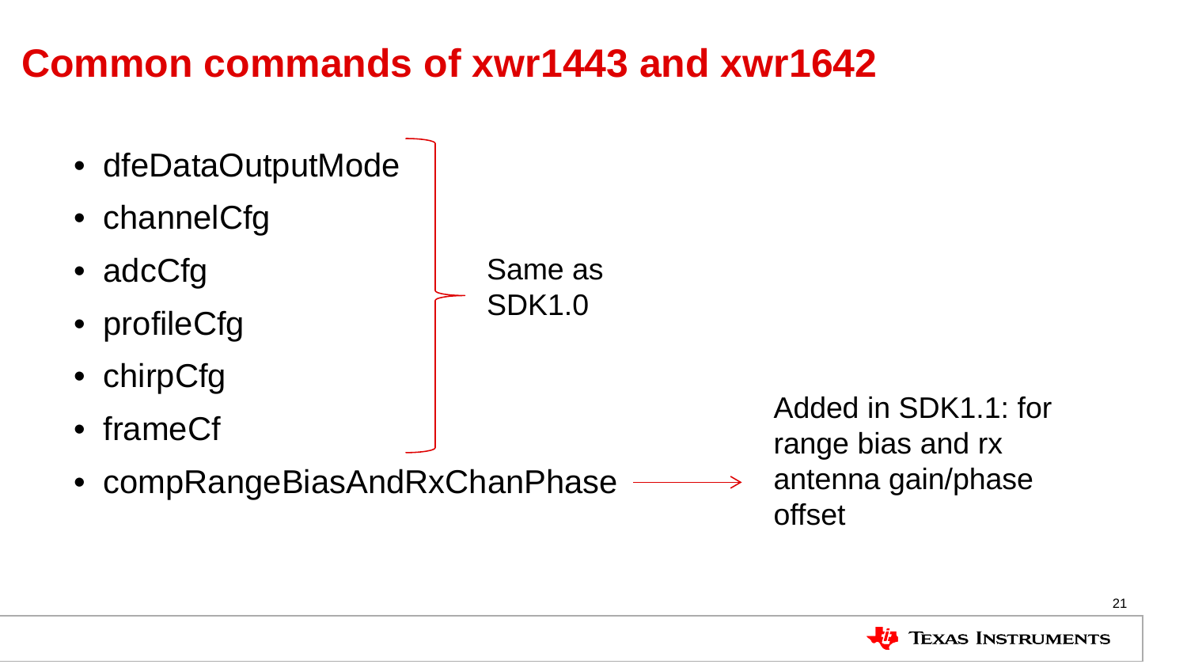# Common commands of xwr1443 and xwr1642

- dfeDataOutputMode
- channelCfg
- adcCfg
- profileCfg
- chirpCfg
- frameCf

Same as SDK1.0

- compRangeBiasAndRxChanPhase

Added in SDK1.1: for range bias and rx antenna gain/phase offset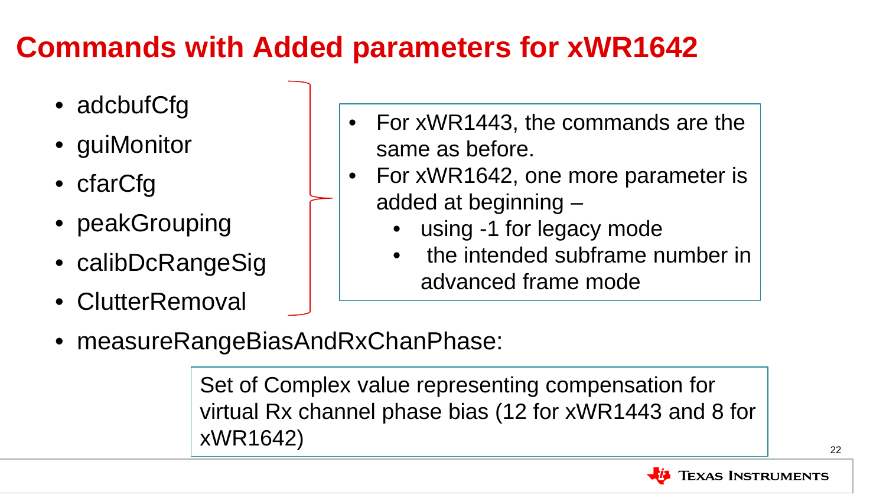# Commands with Added parameters for xWR1642

- adcbufCfg
- guiMonitor
- cfarCfg
- peakGrouping
- calibDcRangeSig
- ClutterRemoval

> - For xWR1443, the commands are the same as before.
> - For xWR1642, one more parameter is added at beginning –
>   - using -1 for legacy mode
>   - the intended subframe number in advanced frame mode

- measureRangeBiasAndRxChanPhase:

> Set of Complex value representing compensation for virtual Rx channel phase bias (12 for xWR1443 and 8 for xWR1642)